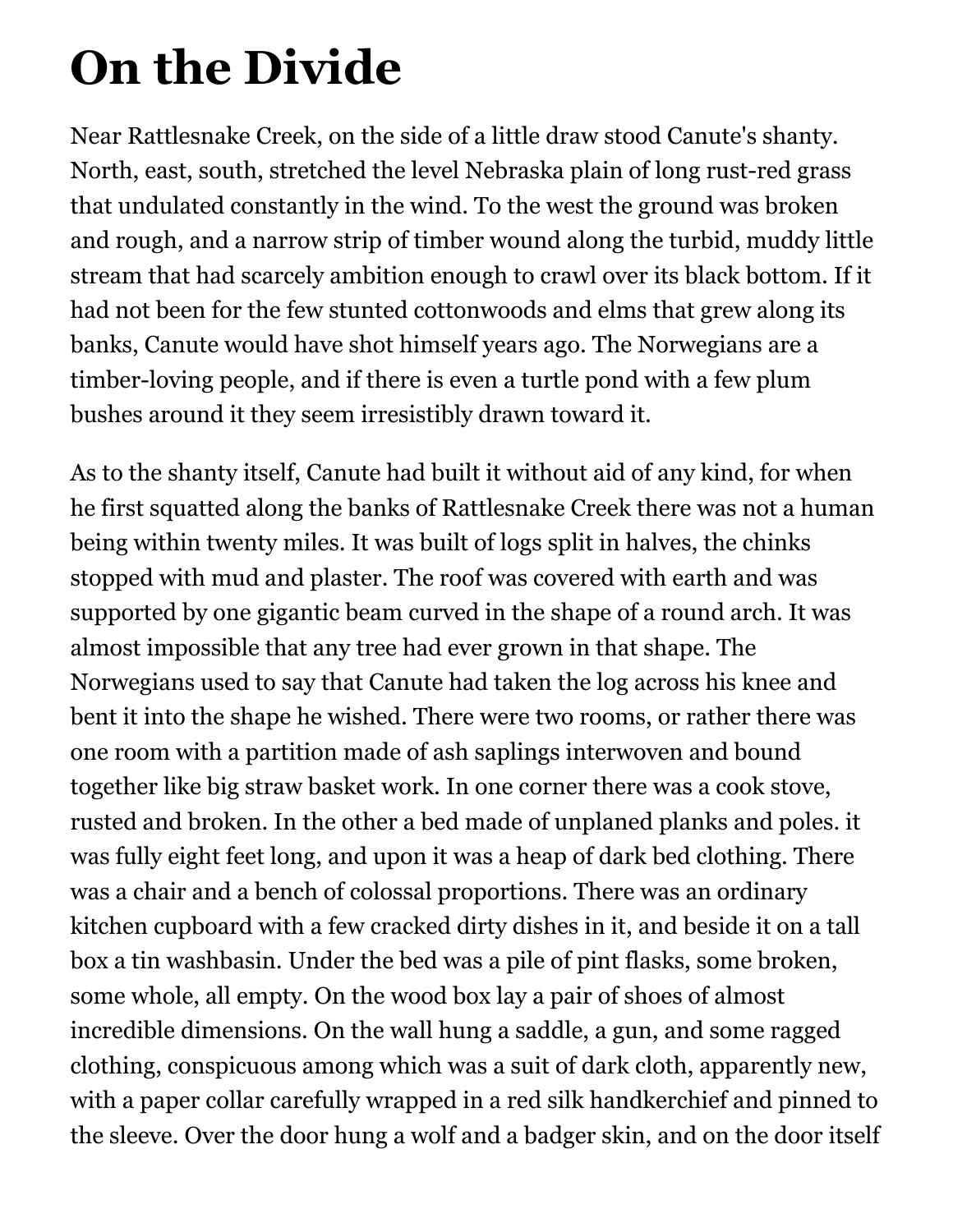# On the Divide

Near Rattlesnake Creek, on the side of a little draw stood Canute's shanty. North, east, south, stretched the level Nebraska plain of long rust-red grass that undulated constantly in the wind. To the west the ground was broken and rough, and a narrow strip of timber wound along the turbid, muddy little stream that had scarcely ambition enough to crawl over its black bottom. If it had not been for the few stunted cottonwoods and elms that grew along its banks, Canute would have shot himself years ago. The Norwegians are a timber-loving people, and if there is even a turtle pond with a few plum bushes around it they seem irresistibly drawn toward it.

As to the shanty itself, Canute had built it without aid of any kind, for when he first squatted along the banks of Rattlesnake Creek there was not a human being within twenty miles. It was built of logs split in halves, the chinks stopped with mud and plaster. The roof was covered with earth and was supported by one gigantic beam curved in the shape of a round arch. It was almost impossible that any tree had ever grown in that shape. The Norwegians used to say that Canute had taken the log across his knee and bent it into the shape he wished. There were two rooms, or rather there was one room with a partition made of ash saplings interwoven and bound together like big straw basket work. In one corner there was a cook stove, rusted and broken. In the other a bed made of unplaned planks and poles. it was fully eight feet long, and upon it was a heap of dark bed clothing. There was a chair and a bench of colossal proportions. There was an ordinary kitchen cupboard with a few cracked dirty dishes in it, and beside it on a tall box a tin washbasin. Under the bed was a pile of pint flasks, some broken, some whole, all empty. On the wood box lay a pair of shoes of almost incredible dimensions. On the wall hung a saddle, a gun, and some ragged clothing, conspicuous among which was a suit of dark cloth, apparently new, with a paper collar carefully wrapped in a red silk handkerchief and pinned to the sleeve. Over the door hung a wolf and a badger skin, and on the door itself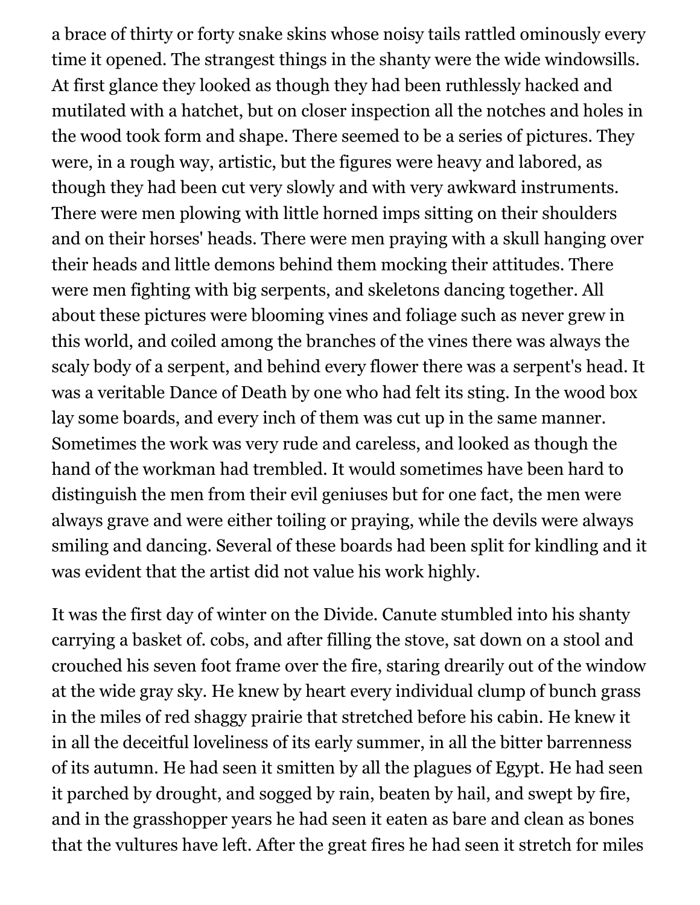a brace of thirty or forty snake skins whose noisy tails rattled ominously every time it opened. The strangest things in the shanty were the wide windowsills. At first glance they looked as though they had been ruthlessly hacked and mutilated with a hatchet, but on closer inspection all the notches and holes in the wood took form and shape. There seemed to be a series of pictures. They were, in a rough way, artistic, but the figures were heavy and labored, as though they had been cut very slowly and with very awkward instruments. There were men plowing with little horned imps sitting on their shoulders and on their horses' heads. There were men praying with a skull hanging over their heads and little demons behind them mocking their attitudes. There were men fighting with big serpents, and skeletons dancing together. All about these pictures were blooming vines and foliage such as never grew in this world, and coiled among the branches of the vines there was always the scaly body of a serpent, and behind every flower there was a serpent's head. It was a veritable Dance of Death by one who had felt its sting. In the wood box lay some boards, and every inch of them was cut up in the same manner. Sometimes the work was very rude and careless, and looked as though the hand of the workman had trembled. It would sometimes have been hard to distinguish the men from their evil geniuses but for one fact, the men were always grave and were either toiling or praying, while the devils were always smiling and dancing. Several of these boards had been split for kindling and it was evident that the artist did not value his work highly.

It was the first day of winter on the Divide. Canute stumbled into his shanty carrying a basket of. cobs, and after filling the stove, sat down on a stool and crouched his seven foot frame over the fire, staring drearily out of the window at the wide gray sky. He knew by heart every individual clump of bunch grass in the miles of red shaggy prairie that stretched before his cabin. He knew it in all the deceitful loveliness of its early summer, in all the bitter barrenness of its autumn. He had seen it smitten by all the plagues of Egypt. He had seen it parched by drought, and sogged by rain, beaten by hail, and swept by fire, and in the grasshopper years he had seen it eaten as bare and clean as bones that the vultures have left. After the great fires he had seen it stretch for miles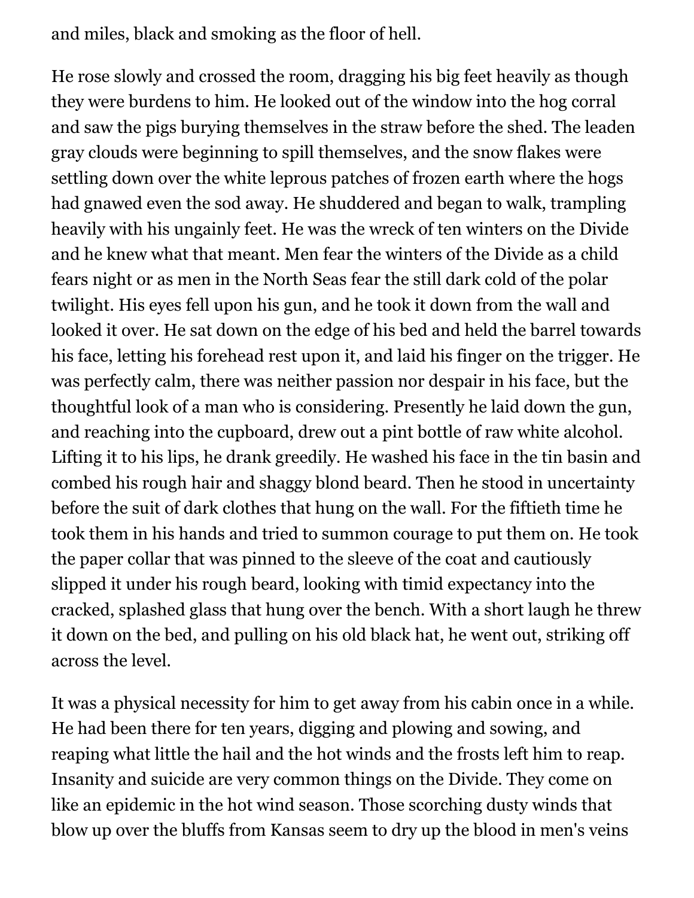and miles, black and smoking as the floor of hell.

He rose slowly and crossed the room, dragging his big feet heavily as though they were burdens to him. He looked out of the window into the hog corral and saw the pigs burying themselves in the straw before the shed. The leaden gray clouds were beginning to spill themselves, and the snow flakes were settling down over the white leprous patches of frozen earth where the hogs had gnawed even the sod away. He shuddered and began to walk, trampling heavily with his ungainly feet. He was the wreck of ten winters on the Divide and he knew what that meant. Men fear the winters of the Divide as a child fears night or as men in the North Seas fear the still dark cold of the polar twilight. His eyes fell upon his gun, and he took it down from the wall and looked it over. He sat down on the edge of his bed and held the barrel towards his face, letting his forehead rest upon it, and laid his finger on the trigger. He was perfectly calm, there was neither passion nor despair in his face, but the thoughtful look of a man who is considering. Presently he laid down the gun, and reaching into the cupboard, drew out a pint bottle of raw white alcohol. Lifting it to his lips, he drank greedily. He washed his face in the tin basin and combed his rough hair and shaggy blond beard. Then he stood in uncertainty before the suit of dark clothes that hung on the wall. For the fiftieth time he took them in his hands and tried to summon courage to put them on. He took the paper collar that was pinned to the sleeve of the coat and cautiously slipped it under his rough beard, looking with timid expectancy into the cracked, splashed glass that hung over the bench. With a short laugh he threw it down on the bed, and pulling on his old black hat, he went out, striking off across the level.

It was a physical necessity for him to get away from his cabin once in a while. He had been there for ten years, digging and plowing and sowing, and reaping what little the hail and the hot winds and the frosts left him to reap. Insanity and suicide are very common things on the Divide. They come on like an epidemic in the hot wind season. Those scorching dusty winds that blow up over the bluffs from Kansas seem to dry up the blood in men's veins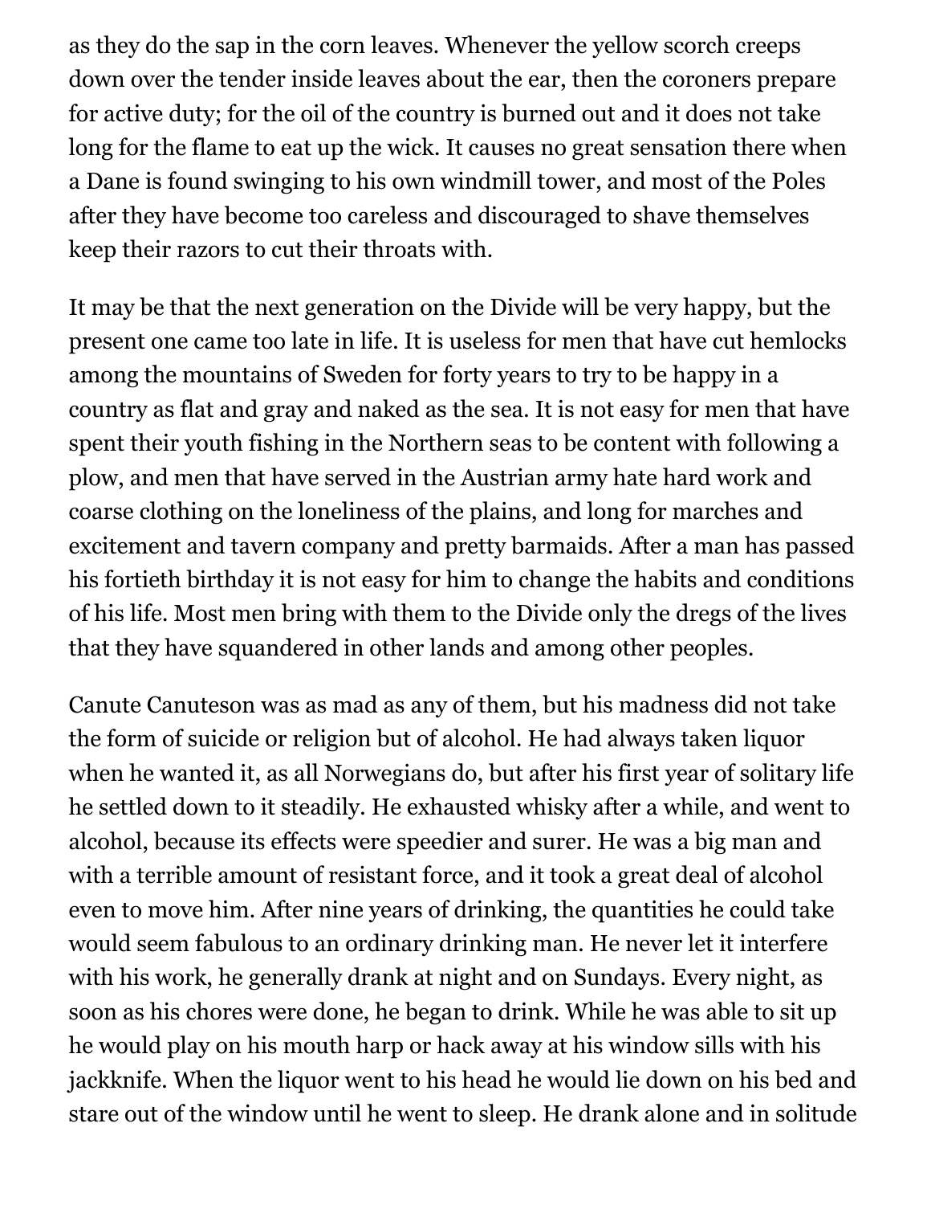as they do the sap in the corn leaves. Whenever the yellow scorch creeps down over the tender inside leaves about the ear, then the coroners prepare for active duty; for the oil of the country is burned out and it does not take long for the flame to eat up the wick. It causes no great sensation there when a Dane is found swinging to his own windmill tower, and most of the Poles after they have become too careless and discouraged to shave themselves keep their razors to cut their throats with.

It may be that the next generation on the Divide will be very happy, but the present one came too late in life. It is useless for men that have cut hemlocks among the mountains of Sweden for forty years to try to be happy in a country as flat and gray and naked as the sea. It is not easy for men that have spent their youth fishing in the Northern seas to be content with following a plow, and men that have served in the Austrian army hate hard work and coarse clothing on the loneliness of the plains, and long for marches and excitement and tavern company and pretty barmaids. After a man has passed his fortieth birthday it is not easy for him to change the habits and conditions of his life. Most men bring with them to the Divide only the dregs of the lives that they have squandered in other lands and among other peoples.

Canute Canuteson was as mad as any of them, but his madness did not take the form of suicide or religion but of alcohol. He had always taken liquor when he wanted it, as all Norwegians do, but after his first year of solitary life he settled down to it steadily. He exhausted whisky after a while, and went to alcohol, because its effects were speedier and surer. He was a big man and with a terrible amount of resistant force, and it took a great deal of alcohol even to move him. After nine years of drinking, the quantities he could take would seem fabulous to an ordinary drinking man. He never let it interfere with his work, he generally drank at night and on Sundays. Every night, as soon as his chores were done, he began to drink. While he was able to sit up he would play on his mouth harp or hack away at his window sills with his jackknife. When the liquor went to his head he would lie down on his bed and stare out of the window until he went to sleep. He drank alone and in solitude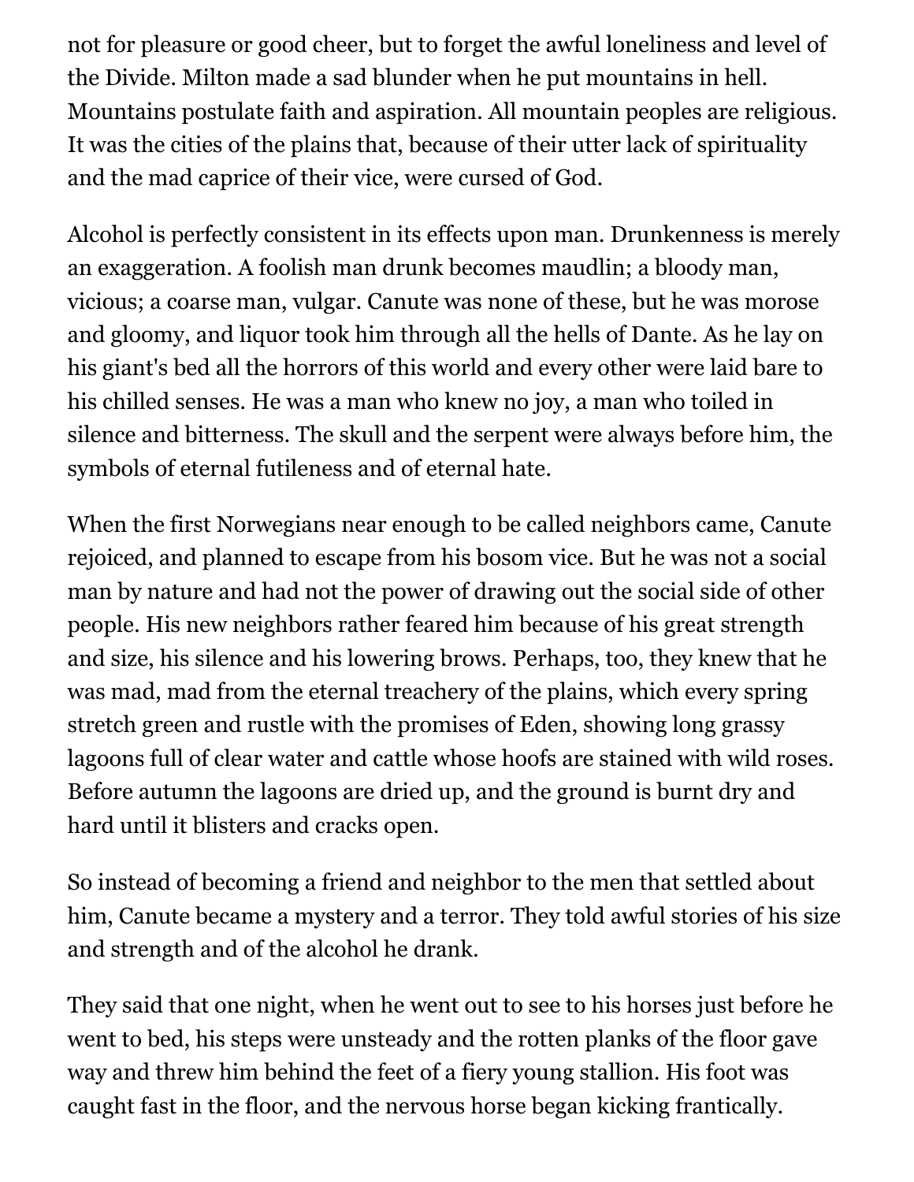not for pleasure or good cheer, but to forget the awful loneliness and level of the Divide. Milton made a sad blunder when he put mountains in hell. Mountains postulate faith and aspiration. All mountain peoples are religious. It was the cities of the plains that, because of their utter lack of spirituality and the mad caprice of their vice, were cursed of God.

Alcohol is perfectly consistent in its effects upon man. Drunkenness is merely an exaggeration. A foolish man drunk becomes maudlin; a bloody man, vicious; a coarse man, vulgar. Canute was none of these, but he was morose and gloomy, and liquor took him through all the hells of Dante. As he lay on his giant's bed all the horrors of this world and every other were laid bare to his chilled senses. He was a man who knew no joy, a man who toiled in silence and bitterness. The skull and the serpent were always before him, the symbols of eternal futileness and of eternal hate.

When the first Norwegians near enough to be called neighbors came, Canute rejoiced, and planned to escape from his bosom vice. But he was not a social man by nature and had not the power of drawing out the social side of other people. His new neighbors rather feared him because of his great strength and size, his silence and his lowering brows. Perhaps, too, they knew that he was mad, mad from the eternal treachery of the plains, which every spring stretch green and rustle with the promises of Eden, showing long grassy lagoons full of clear water and cattle whose hoofs are stained with wild roses. Before autumn the lagoons are dried up, and the ground is burnt dry and hard until it blisters and cracks open.

So instead of becoming a friend and neighbor to the men that settled about him, Canute became a mystery and a terror. They told awful stories of his size and strength and of the alcohol he drank.

They said that one night, when he went out to see to his horses just before he went to bed, his steps were unsteady and the rotten planks of the floor gave way and threw him behind the feet of a fiery young stallion. His foot was caught fast in the floor, and the nervous horse began kicking frantically.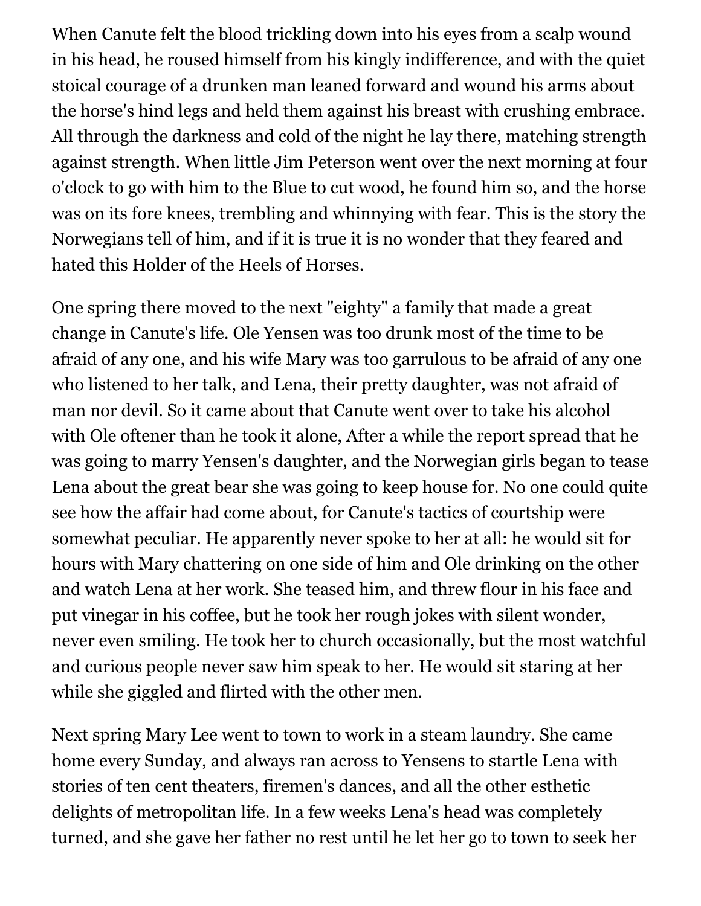When Canute felt the blood trickling down into his eyes from a scalp wound in his head, he roused himself from his kingly indifference, and with the quiet stoical courage of a drunken man leaned forward and wound his arms about the horse's hind legs and held them against his breast with crushing embrace. All through the darkness and cold of the night he lay there, matching strength against strength. When little Jim Peterson went over the next morning at four o'clock to go with him to the Blue to cut wood, he found him so, and the horse was on its fore knees, trembling and whinnying with fear. This is the story the Norwegians tell of him, and if it is true it is no wonder that they feared and hated this Holder of the Heels of Horses.

One spring there moved to the next "eighty" a family that made a great change in Canute's life. Ole Yensen was too drunk most of the time to be afraid of any one, and his wife Mary was too garrulous to be afraid of any one who listened to her talk, and Lena, their pretty daughter, was not afraid of man nor devil. So it came about that Canute went over to take his alcohol with Ole oftener than he took it alone, After a while the report spread that he was going to marry Yensen's daughter, and the Norwegian girls began to tease Lena about the great bear she was going to keep house for. No one could quite see how the affair had come about, for Canute's tactics of courtship were somewhat peculiar. He apparently never spoke to her at all: he would sit for hours with Mary chattering on one side of him and Ole drinking on the other and watch Lena at her work. She teased him, and threw flour in his face and put vinegar in his coffee, but he took her rough jokes with silent wonder, never even smiling. He took her to church occasionally, but the most watchful and curious people never saw him speak to her. He would sit staring at her while she giggled and flirted with the other men.

Next spring Mary Lee went to town to work in a steam laundry. She came home every Sunday, and always ran across to Yensens to startle Lena with stories of ten cent theaters, firemen's dances, and all the other esthetic delights of metropolitan life. In a few weeks Lena's head was completely turned, and she gave her father no rest until he let her go to town to seek her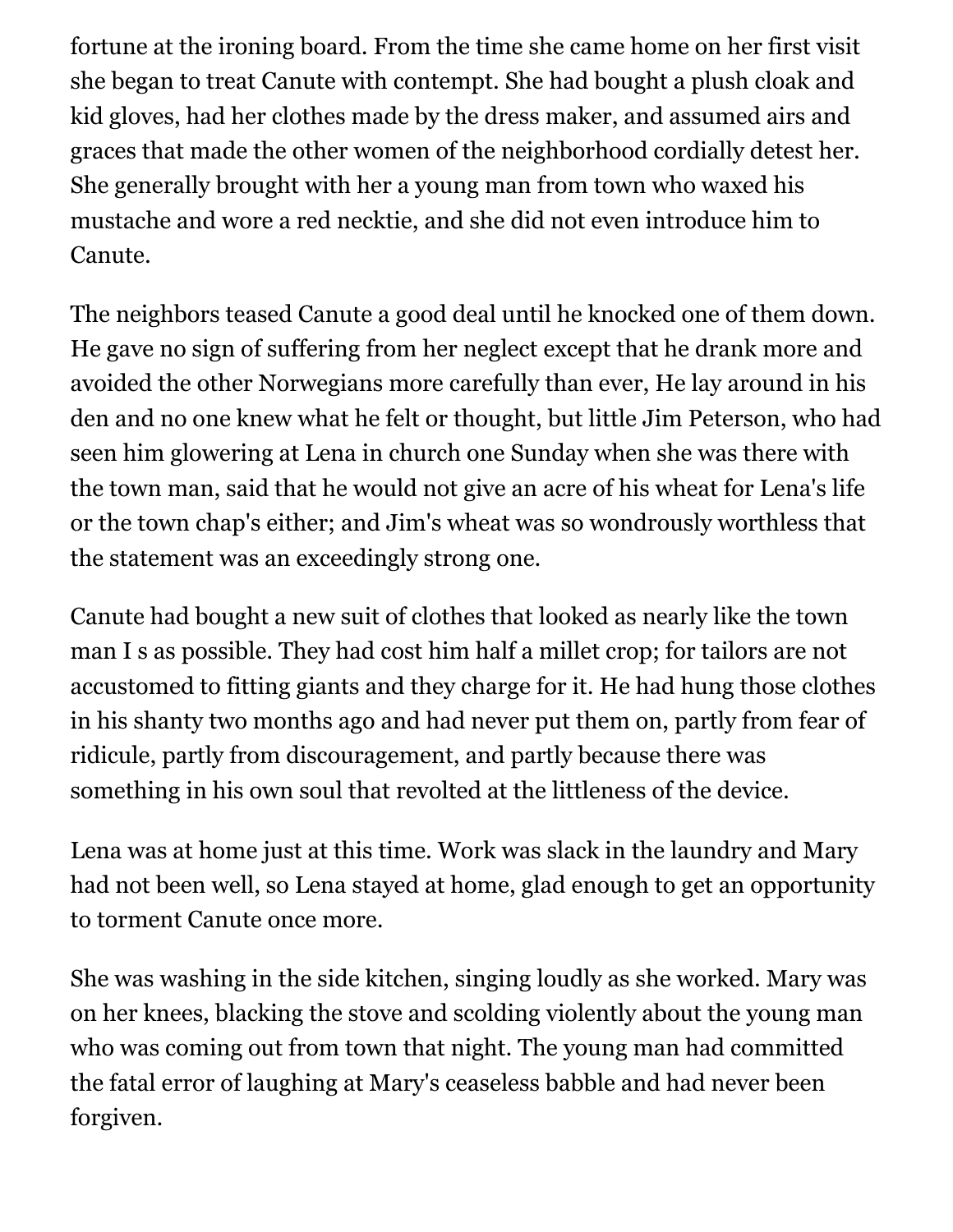fortune at the ironing board. From the time she came home on her first visit she began to treat Canute with contempt. She had bought a plush cloak and kid gloves, had her clothes made by the dress maker, and assumed airs and graces that made the other women of the neighborhood cordially detest her. She generally brought with her a young man from town who waxed his mustache and wore a red necktie, and she did not even introduce him to Canute.

The neighbors teased Canute a good deal until he knocked one of them down. He gave no sign of suffering from her neglect except that he drank more and avoided the other Norwegians more carefully than ever, He lay around in his den and no one knew what he felt or thought, but little Jim Peterson, who had seen him glowering at Lena in church one Sunday when she was there with the town man, said that he would not give an acre of his wheat for Lena's life or the town chap's either; and Jim's wheat was so wondrously worthless that the statement was an exceedingly strong one.

Canute had bought a new suit of clothes that looked as nearly like the town man I s as possible. They had cost him half a millet crop; for tailors are not accustomed to fitting giants and they charge for it. He had hung those clothes in his shanty two months ago and had never put them on, partly from fear of ridicule, partly from discouragement, and partly because there was something in his own soul that revolted at the littleness of the device.

Lena was at home just at this time. Work was slack in the laundry and Mary had not been well, so Lena stayed at home, glad enough to get an opportunity to torment Canute once more.

She was washing in the side kitchen, singing loudly as she worked. Mary was on her knees, blacking the stove and scolding violently about the young man who was coming out from town that night. The young man had committed the fatal error of laughing at Mary's ceaseless babble and had never been forgiven.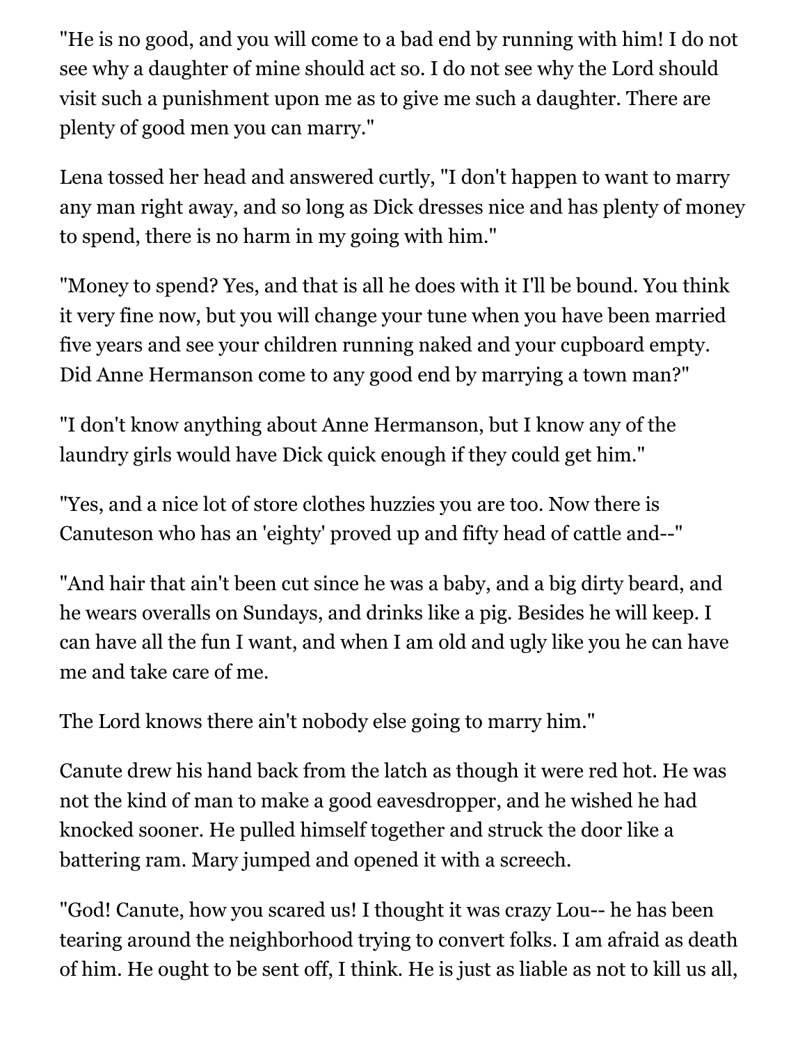"He is no good, and you will come to a bad end by running with him! I do not see why a daughter of mine should act so. I do not see why the Lord should visit such a punishment upon me as to give me such a daughter. There are plenty of good men you can marry."

Lena tossed her head and answered curtly, "I don't happen to want to marry any man right away, and so long as Dick dresses nice and has plenty of money to spend, there is no harm in my going with him."

"Money to spend? Yes, and that is all he does with it I'll be bound. You think it very fine now, but you will change your tune when you have been married five years and see your children running naked and your cupboard empty. Did Anne Hermanson come to any good end by marrying a town man?"

"I don't know anything about Anne Hermanson, but I know any of the laundry girls would have Dick quick enough if they could get him."

"Yes, and a nice lot of store clothes huzzies you are too. Now there is Canuteson who has an 'eighty' proved up and fifty head of cattle and--"

"And hair that ain't been cut since he was a baby, and a big dirty beard, and he wears overalls on Sundays, and drinks like a pig. Besides he will keep. I can have all the fun I want, and when I am old and ugly like you he can have me and take care of me.

The Lord knows there ain't nobody else going to marry him."

Canute drew his hand back from the latch as though it were red hot. He was not the kind of man to make a good eavesdropper, and he wished he had knocked sooner. He pulled himself together and struck the door like a battering ram. Mary jumped and opened it with a screech.

"God! Canute, how you scared us! I thought it was crazy Lou-- he has been tearing around the neighborhood trying to convert folks. I am afraid as death of him. He ought to be sent off, I think. He is just as liable as not to kill us all,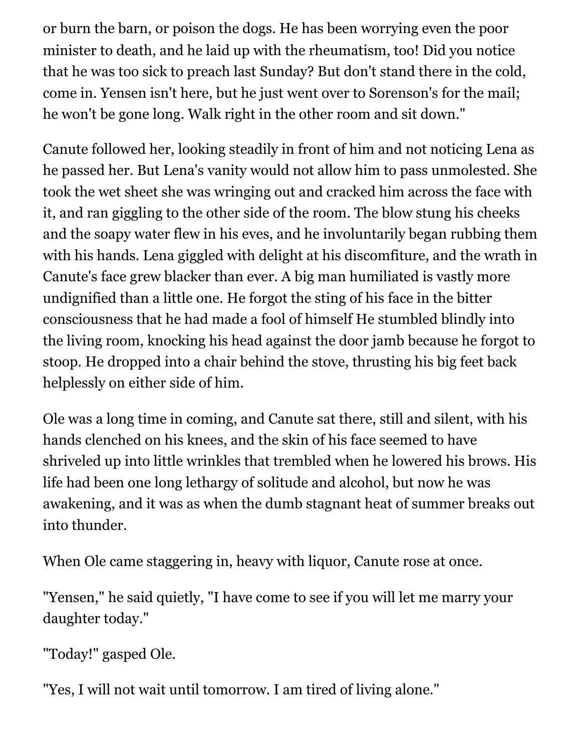or burn the barn, or poison the dogs. He has been worrying even the poor minister to death, and he laid up with the rheumatism, too! Did you notice that he was too sick to preach last Sunday? But don't stand there in the cold, come in. Yensen isn't here, but he just went over to Sorenson's for the mail; he won't be gone long. Walk right in the other room and sit down."

Canute followed her, looking steadily in front of him and not noticing Lena as he passed her. But Lena's vanity would not allow him to pass unmolested. She took the wet sheet she was wringing out and cracked him across the face with it, and ran giggling to the other side of the room. The blow stung his cheeks and the soapy water flew in his eves, and he involuntarily began rubbing them with his hands. Lena giggled with delight at his discomfiture, and the wrath in Canute's face grew blacker than ever. A big man humiliated is vastly more undignified than a little one. He forgot the sting of his face in the bitter consciousness that he had made a fool of himself He stumbled blindly into the living room, knocking his head against the door jamb because he forgot to stoop. He dropped into a chair behind the stove, thrusting his big feet back helplessly on either side of him.

Ole was a long time in coming, and Canute sat there, still and silent, with his hands clenched on his knees, and the skin of his face seemed to have shriveled up into little wrinkles that trembled when he lowered his brows. His life had been one long lethargy of solitude and alcohol, but now he was awakening, and it was as when the dumb stagnant heat of summer breaks out into thunder.

When Ole came staggering in, heavy with liquor, Canute rose at once.

"Yensen," he said quietly, "I have come to see if you will let me marry your daughter today."

"Today!" gasped Ole.

"Yes, I will not wait until tomorrow. I am tired of living alone."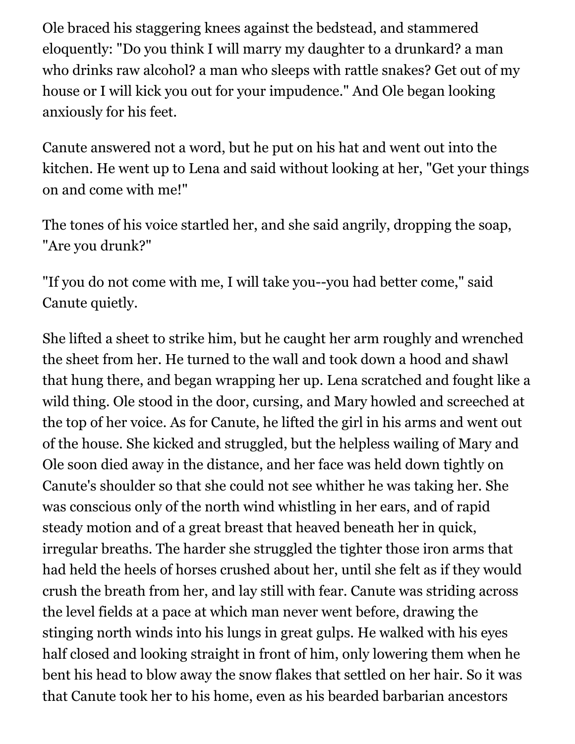Ole braced his staggering knees against the bedstead, and stammered eloquently: "Do you think I will marry my daughter to a drunkard? a man who drinks raw alcohol? a man who sleeps with rattle snakes? Get out of my house or I will kick you out for your impudence." And Ole began looking anxiously for his feet.

Canute answered not a word, but he put on his hat and went out into the kitchen. He went up to Lena and said without looking at her, "Get your things on and come with me!"

The tones of his voice startled her, and she said angrily, dropping the soap, "Are you drunk?"

"If you do not come with me, I will take you--you had better come," said Canute quietly.

She lifted a sheet to strike him, but he caught her arm roughly and wrenched the sheet from her. He turned to the wall and took down a hood and shawl that hung there, and began wrapping her up. Lena scratched and fought like a wild thing. Ole stood in the door, cursing, and Mary howled and screeched at the top of her voice. As for Canute, he lifted the girl in his arms and went out of the house. She kicked and struggled, but the helpless wailing of Mary and Ole soon died away in the distance, and her face was held down tightly on Canute's shoulder so that she could not see whither he was taking her. She was conscious only of the north wind whistling in her ears, and of rapid steady motion and of a great breast that heaved beneath her in quick, irregular breaths. The harder she struggled the tighter those iron arms that had held the heels of horses crushed about her, until she felt as if they would crush the breath from her, and lay still with fear. Canute was striding across the level fields at a pace at which man never went before, drawing the stinging north winds into his lungs in great gulps. He walked with his eyes half closed and looking straight in front of him, only lowering them when he bent his head to blow away the snow flakes that settled on her hair. So it was that Canute took her to his home, even as his bearded barbarian ancestors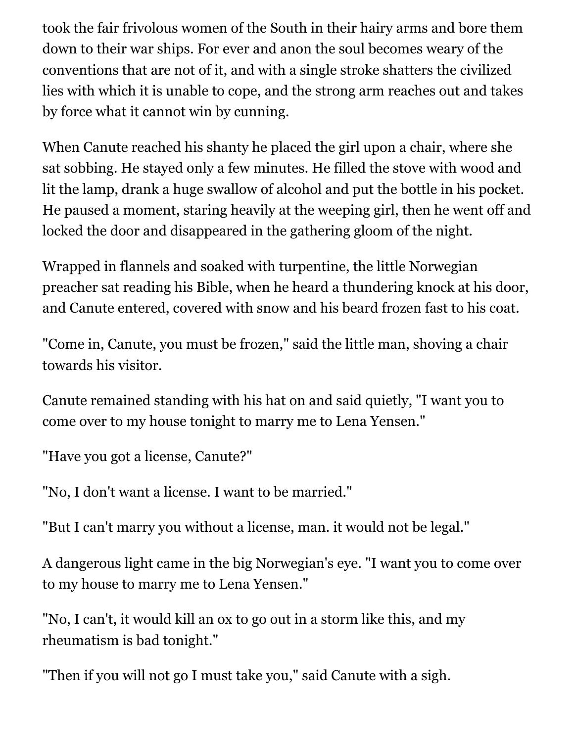took the fair frivolous women of the South in their hairy arms and bore them down to their war ships. For ever and anon the soul becomes weary of the conventions that are not of it, and with a single stroke shatters the civilized lies with which it is unable to cope, and the strong arm reaches out and takes by force what it cannot win by cunning.

When Canute reached his shanty he placed the girl upon a chair, where she sat sobbing. He stayed only a few minutes. He filled the stove with wood and lit the lamp, drank a huge swallow of alcohol and put the bottle in his pocket. He paused a moment, staring heavily at the weeping girl, then he went off and locked the door and disappeared in the gathering gloom of the night.

Wrapped in flannels and soaked with turpentine, the little Norwegian preacher sat reading his Bible, when he heard a thundering knock at his door, and Canute entered, covered with snow and his beard frozen fast to his coat.

"Come in, Canute, you must be frozen," said the little man, shoving a chair towards his visitor.

Canute remained standing with his hat on and said quietly, "I want you to come over to my house tonight to marry me to Lena Yensen."

"Have you got a license, Canute?"

"No, I don't want a license. I want to be married."

"But I can't marry you without a license, man. it would not be legal."

A dangerous light came in the big Norwegian's eye. "I want you to come over to my house to marry me to Lena Yensen."

"No, I can't, it would kill an ox to go out in a storm like this, and my rheumatism is bad tonight."

"Then if you will not go I must take you," said Canute with a sigh.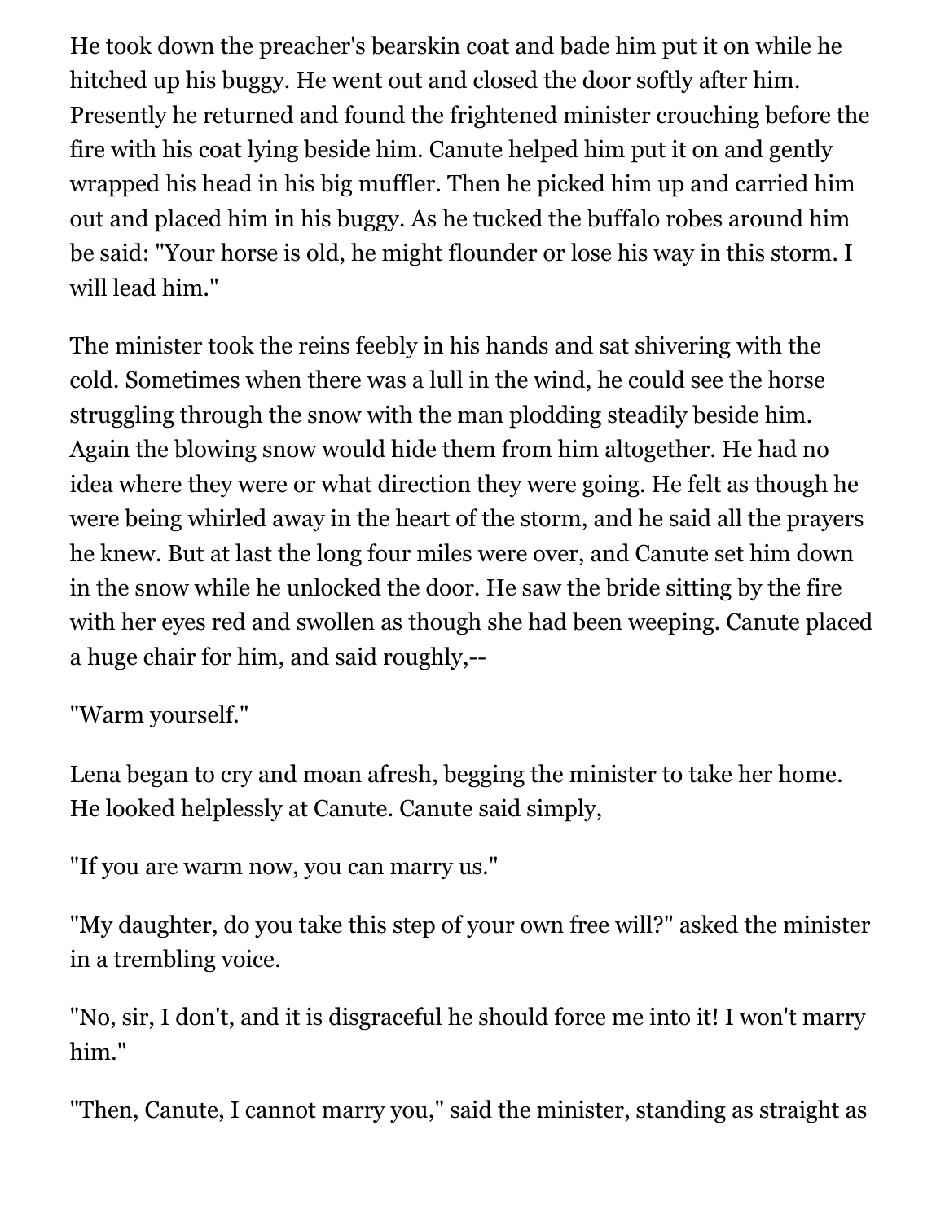He took down the preacher's bearskin coat and bade him put it on while he hitched up his buggy. He went out and closed the door softly after him. Presently he returned and found the frightened minister crouching before the fire with his coat lying beside him. Canute helped him put it on and gently wrapped his head in his big muffler. Then he picked him up and carried him out and placed him in his buggy. As he tucked the buffalo robes around him be said: "Your horse is old, he might flounder or lose his way in this storm. I will lead him."

The minister took the reins feebly in his hands and sat shivering with the cold. Sometimes when there was a lull in the wind, he could see the horse struggling through the snow with the man plodding steadily beside him. Again the blowing snow would hide them from him altogether. He had no idea where they were or what direction they were going. He felt as though he were being whirled away in the heart of the storm, and he said all the prayers he knew. But at last the long four miles were over, and Canute set him down in the snow while he unlocked the door. He saw the bride sitting by the fire with her eyes red and swollen as though she had been weeping. Canute placed a huge chair for him, and said roughly,--

"Warm yourself."

Lena began to cry and moan afresh, begging the minister to take her home. He looked helplessly at Canute. Canute said simply,

"If you are warm now, you can marry us."

"My daughter, do you take this step of your own free will?" asked the minister in a trembling voice.

"No, sir, I don't, and it is disgraceful he should force me into it! I won't marry him."

"Then, Canute, I cannot marry you," said the minister, standing as straight as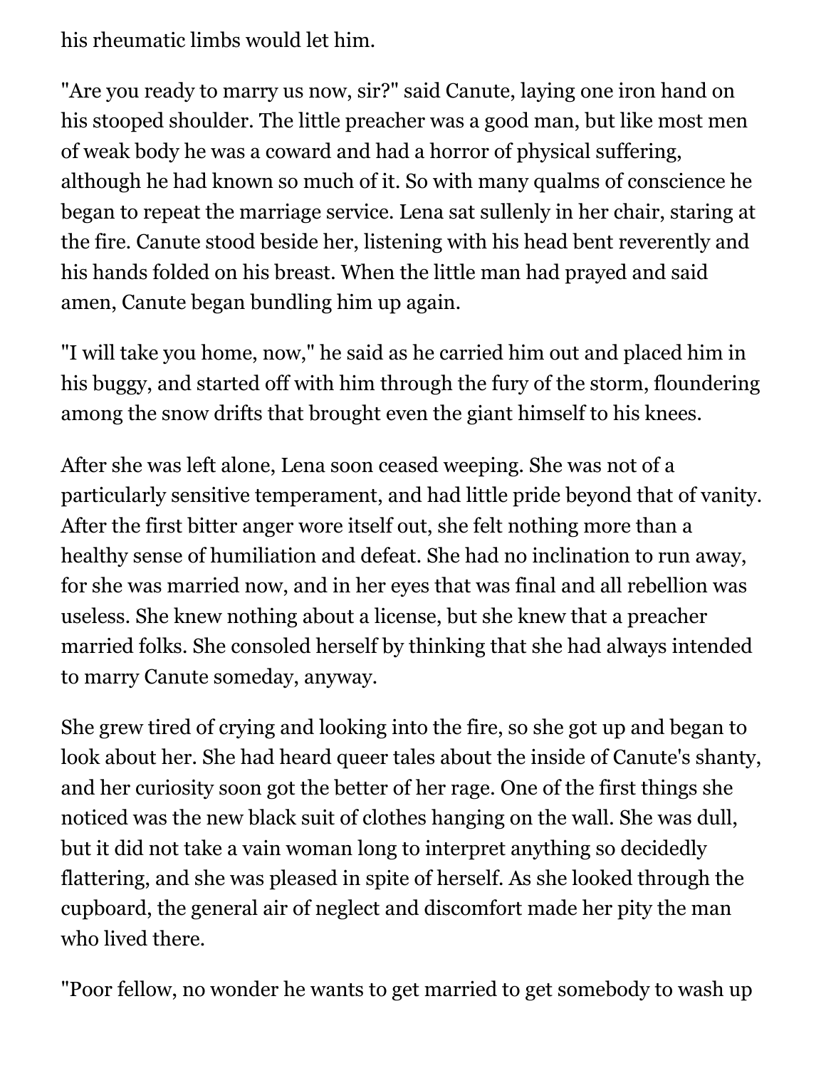his rheumatic limbs would let him.

"Are you ready to marry us now, sir?" said Canute, laying one iron hand on his stooped shoulder. The little preacher was a good man, but like most men of weak body he was a coward and had a horror of physical suffering, although he had known so much of it. So with many qualms of conscience he began to repeat the marriage service. Lena sat sullenly in her chair, staring at the fire. Canute stood beside her, listening with his head bent reverently and his hands folded on his breast. When the little man had prayed and said amen, Canute began bundling him up again.

"I will take you home, now," he said as he carried him out and placed him in his buggy, and started off with him through the fury of the storm, floundering among the snow drifts that brought even the giant himself to his knees.

After she was left alone, Lena soon ceased weeping. She was not of a particularly sensitive temperament, and had little pride beyond that of vanity. After the first bitter anger wore itself out, she felt nothing more than a healthy sense of humiliation and defeat. She had no inclination to run away, for she was married now, and in her eyes that was final and all rebellion was useless. She knew nothing about a license, but she knew that a preacher married folks. She consoled herself by thinking that she had always intended to marry Canute someday, anyway.

She grew tired of crying and looking into the fire, so she got up and began to look about her. She had heard queer tales about the inside of Canute's shanty, and her curiosity soon got the better of her rage. One of the first things she noticed was the new black suit of clothes hanging on the wall. She was dull, but it did not take a vain woman long to interpret anything so decidedly flattering, and she was pleased in spite of herself. As she looked through the cupboard, the general air of neglect and discomfort made her pity the man who lived there.

"Poor fellow, no wonder he wants to get married to get somebody to wash up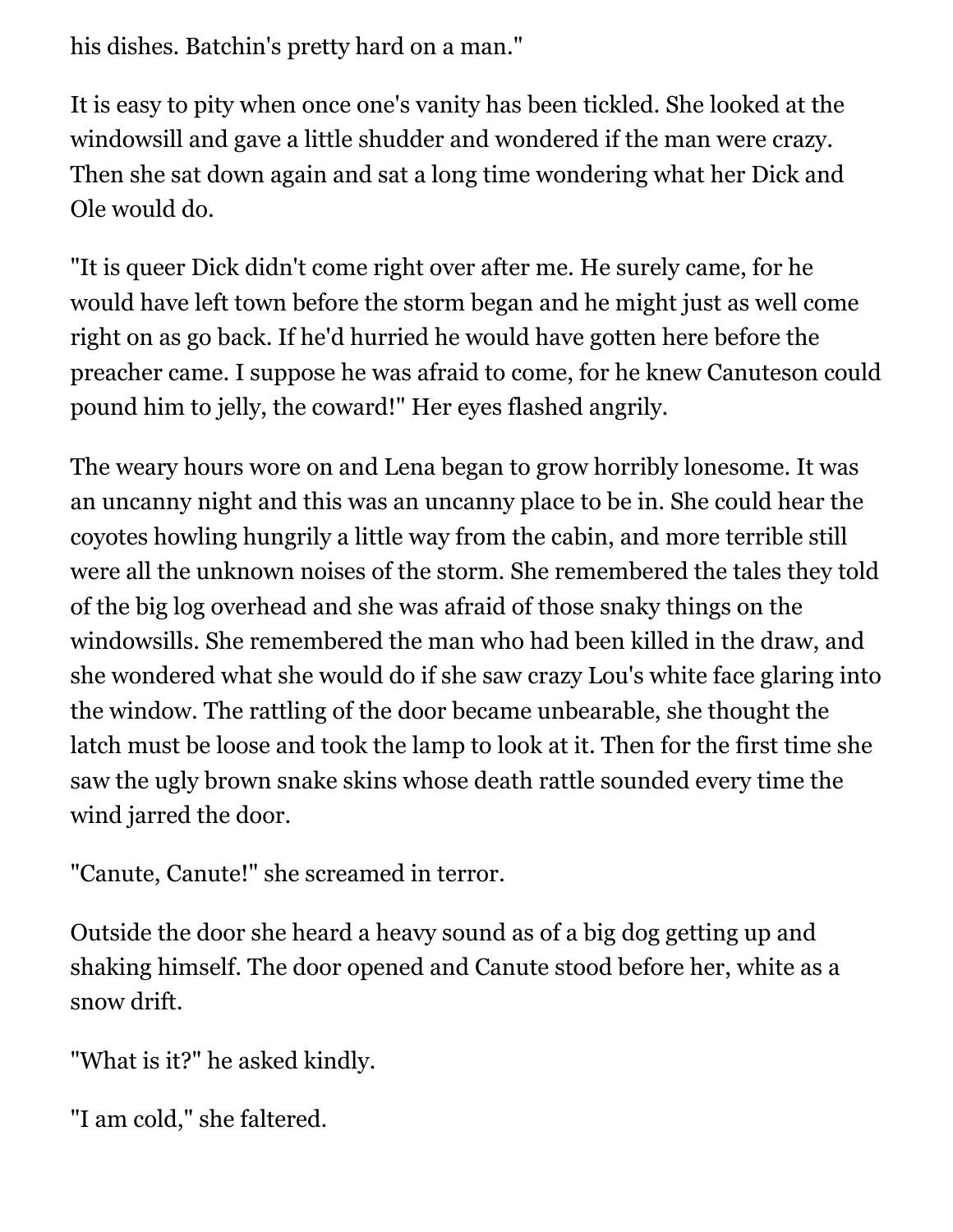his dishes. Batchin's pretty hard on a man."

It is easy to pity when once one's vanity has been tickled. She looked at the windowsill and gave a little shudder and wondered if the man were crazy. Then she sat down again and sat a long time wondering what her Dick and Ole would do.

"It is queer Dick didn't come right over after me. He surely came, for he would have left town before the storm began and he might just as well come right on as go back. If he'd hurried he would have gotten here before the preacher came. I suppose he was afraid to come, for he knew Canuteson could pound him to jelly, the coward!" Her eyes flashed angrily.

The weary hours wore on and Lena began to grow horribly lonesome. It was an uncanny night and this was an uncanny place to be in. She could hear the coyotes howling hungrily a little way from the cabin, and more terrible still were all the unknown noises of the storm. She remembered the tales they told of the big log overhead and she was afraid of those snaky things on the windowsills. She remembered the man who had been killed in the draw, and she wondered what she would do if she saw crazy Lou's white face glaring into the window. The rattling of the door became unbearable, she thought the latch must be loose and took the lamp to look at it. Then for the first time she saw the ugly brown snake skins whose death rattle sounded every time the wind jarred the door.

"Canute, Canute!" she screamed in terror.

Outside the door she heard a heavy sound as of a big dog getting up and shaking himself. The door opened and Canute stood before her, white as a snow drift.

"What is it?" he asked kindly.

"I am cold," she faltered.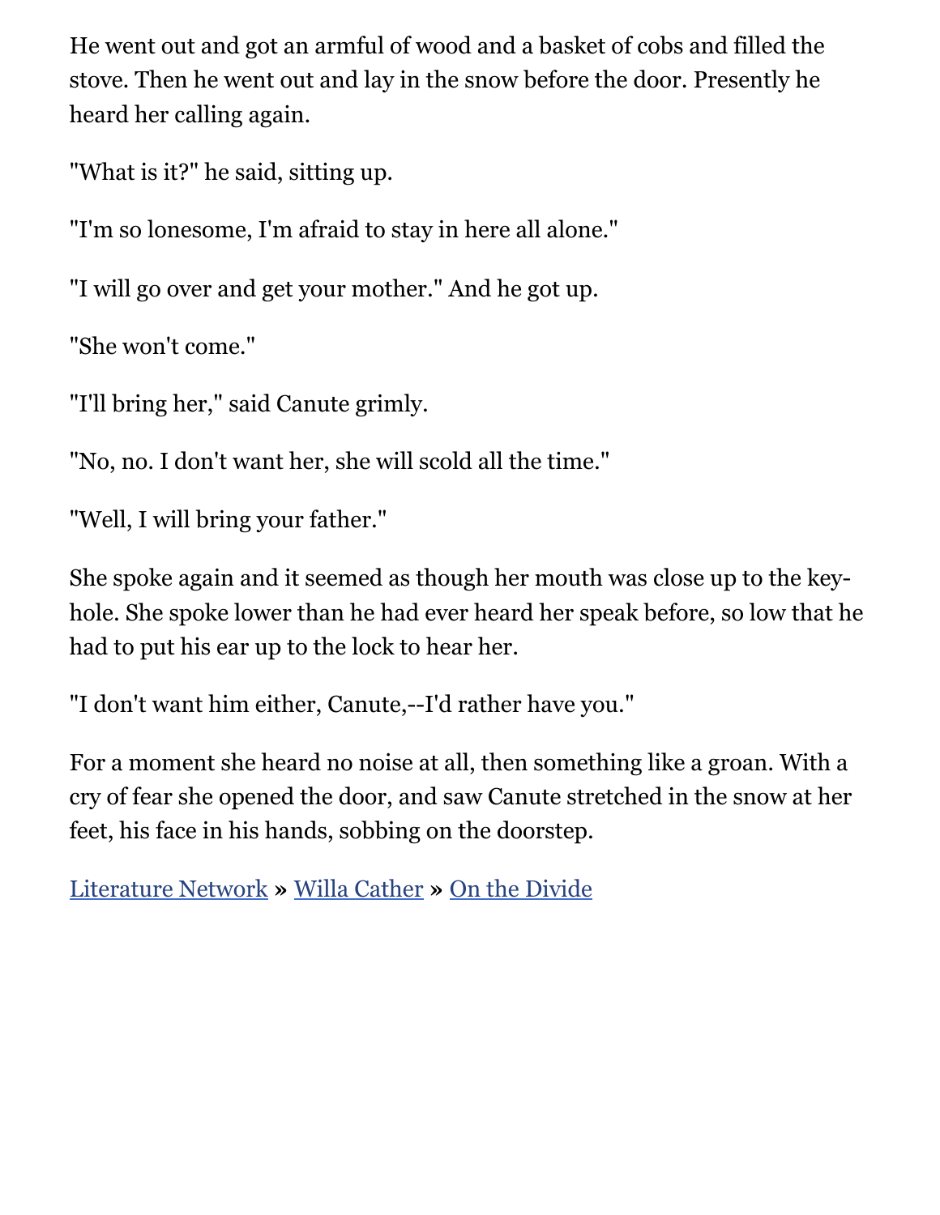He went out and got an armful of wood and a basket of cobs and filled the stove. Then he went out and lay in the snow before the door. Presently he heard her calling again.

"What is it?" he said, sitting up.

"I'm so lonesome, I'm afraid to stay in here all alone."

"I will go over and get your mother." And he got up.

"She won't come."

"I'll bring her," said Canute grimly.

"No, no. I don't want her, she will scold all the time."

"Well, I will bring your father."

She spoke again and it seemed as though her mouth was close up to the key-hole. She spoke lower than he had ever heard her speak before, so low that he had to put his ear up to the lock to hear her.

"I don't want him either, Canute,--I'd rather have you."

For a moment she heard no noise at all, then something like a groan. With a cry of fear she opened the door, and saw Canute stretched in the snow at her feet, his face in his hands, sobbing on the doorstep.

Literature Network » Willa Cather » On the Divide